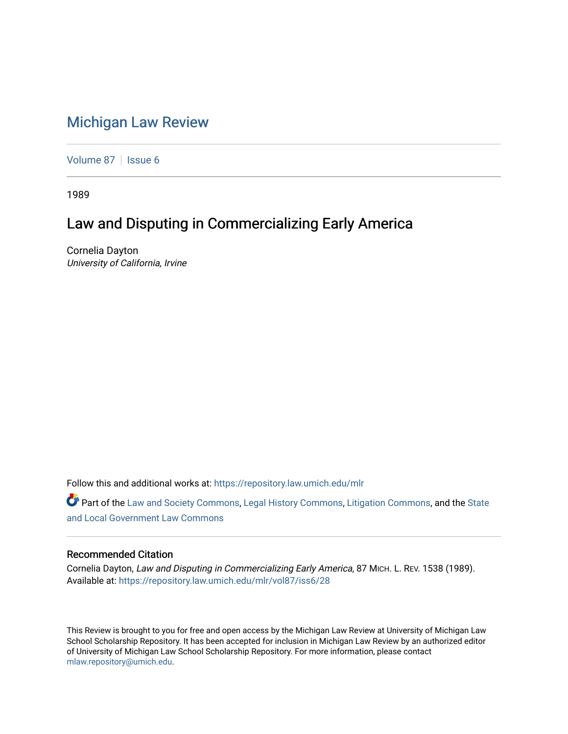# Michigan Law Review

Volume 87 | Issue 6

1989

## Law and Disputing in Commercializing Early America

Cornelia Dayton
*University of California, Irvine*

Follow this and additional works at: https://repository.law.umich.edu/mlr

Part of the Law and Society Commons, Legal History Commons, Litigation Commons, and the State and Local Government Law Commons

### Recommended Citation

Cornelia Dayton, *Law and Disputing in Commercializing Early America*, 87 MICH. L. REV. 1538 (1989).
Available at: https://repository.law.umich.edu/mlr/vol87/iss6/28

This Review is brought to you for free and open access by the Michigan Law Review at University of Michigan Law School Scholarship Repository. It has been accepted for inclusion in Michigan Law Review by an authorized editor of University of Michigan Law School Scholarship Repository. For more information, please contact mlaw.repository@umich.edu.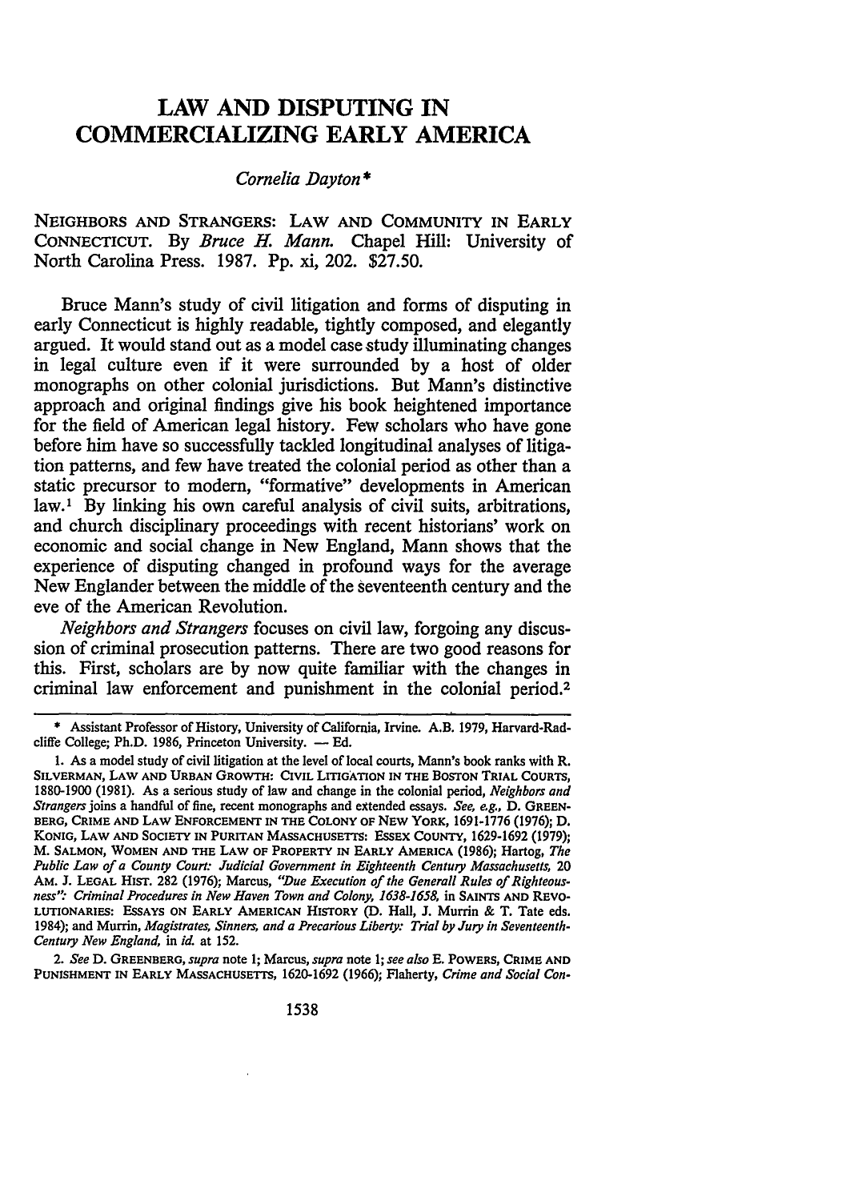# LAW AND DISPUTING IN COMMERCIALIZING EARLY AMERICA

*Cornelia Dayton\**

NEIGHBORS AND STRANGERS: LAW AND COMMUNITY IN EARLY CONNECTICUT. By *Bruce H. Mann*. Chapel Hill: University of North Carolina Press. 1987. Pp. xi, 202. $27.50.

Bruce Mann's study of civil litigation and forms of disputing in early Connecticut is highly readable, tightly composed, and elegantly argued. It would stand out as a model case study illuminating changes in legal culture even if it were surrounded by a host of older monographs on other colonial jurisdictions. But Mann's distinctive approach and original findings give his book heightened importance for the field of American legal history. Few scholars who have gone before him have so successfully tackled longitudinal analyses of litigation patterns, and few have treated the colonial period as other than a static precursor to modern, "formative" developments in American law.[1] By linking his own careful analysis of civil suits, arbitrations, and church disciplinary proceedings with recent historians' work on economic and social change in New England, Mann shows that the experience of disputing changed in profound ways for the average New Englander between the middle of the seventeenth century and the eve of the American Revolution.

*Neighbors and Strangers* focuses on civil law, forgoing any discussion of criminal prosecution patterns. There are two good reasons for this. First, scholars are by now quite familiar with the changes in criminal law enforcement and punishment in the colonial period.[2]

---

\* Assistant Professor of History, University of California, Irvine. A.B. 1979, Harvard-Radcliffe College; Ph.D. 1986, Princeton University. — Ed.

1. As a model study of civil litigation at the level of local courts, Mann's book ranks with R. SILVERMAN, LAW AND URBAN GROWTH: CIVIL LITIGATION IN THE BOSTON TRIAL COURTS, 1880-1900 (1981). As a serious study of law and change in the colonial period, *Neighbors and Strangers* joins a handful of fine, recent monographs and extended essays. *See, e.g.*, D. GREENBERG, CRIME AND LAW ENFORCEMENT IN THE COLONY OF NEW YORK, 1691-1776 (1976); D. KONIG, LAW AND SOCIETY IN PURITAN MASSACHUSETTS: ESSEX COUNTY, 1629-1692 (1979); M. SALMON, WOMEN AND THE LAW OF PROPERTY IN EARLY AMERICA (1986); Hartog, *The Public Law of a County Court: Judicial Government in Eighteenth Century Massachusetts*, 20 AM. J. LEGAL HIST. 282 (1976); Marcus, *"Due Execution of the Generall Rules of Righteousness": Criminal Procedures in New Haven Town and Colony, 1638-1658*, in SAINTS AND REVOLUTIONARIES: ESSAYS ON EARLY AMERICAN HISTORY (D. Hall, J. Murrin & T. Tate eds. 1984); and Murrin, *Magistrates, Sinners, and a Precarious Liberty: Trial by Jury in Seventeenth-Century New England*, in *id.* at 152.

2. *See* D. GREENBERG, *supra* note 1; Marcus, *supra* note 1; *see also* E. POWERS, CRIME AND PUNISHMENT IN EARLY MASSACHUSETTS, 1620-1692 (1966); Flaherty, *Crime and Social Con-*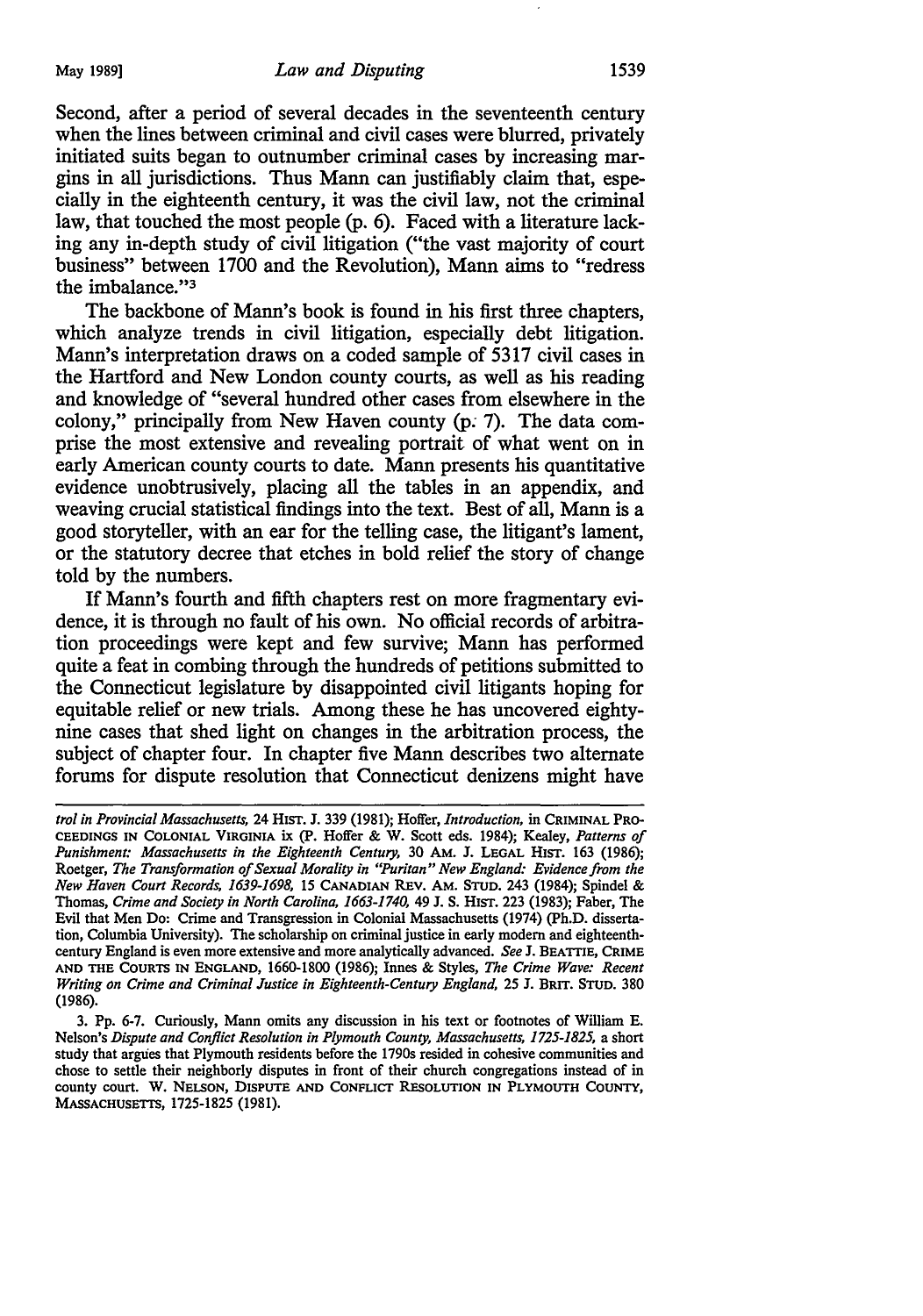Second, after a period of several decades in the seventeenth century when the lines between criminal and civil cases were blurred, privately initiated suits began to outnumber criminal cases by increasing margins in all jurisdictions. Thus Mann can justifiably claim that, especially in the eighteenth century, it was the civil law, not the criminal law, that touched the most people (p. 6). Faced with a literature lacking any in-depth study of civil litigation ("the vast majority of court business" between 1700 and the Revolution), Mann aims to "redress the imbalance."[3]

The backbone of Mann's book is found in his first three chapters, which analyze trends in civil litigation, especially debt litigation. Mann's interpretation draws on a coded sample of 5317 civil cases in the Hartford and New London county courts, as well as his reading and knowledge of "several hundred other cases from elsewhere in the colony," principally from New Haven county (p. 7). The data comprise the most extensive and revealing portrait of what went on in early American county courts to date. Mann presents his quantitative evidence unobtrusively, placing all the tables in an appendix, and weaving crucial statistical findings into the text. Best of all, Mann is a good storyteller, with an ear for the telling case, the litigant's lament, or the statutory decree that etches in bold relief the story of change told by the numbers.

If Mann's fourth and fifth chapters rest on more fragmentary evidence, it is through no fault of his own. No official records of arbitration proceedings were kept and few survive; Mann has performed quite a feat in combing through the hundreds of petitions submitted to the Connecticut legislature by disappointed civil litigants hoping for equitable relief or new trials. Among these he has uncovered eighty-nine cases that shed light on changes in the arbitration process, the subject of chapter four. In chapter five Mann describes two alternate forums for dispute resolution that Connecticut denizens might have

---

*trol in Provincial Massachusetts*, 24 HIST. J. 339 (1981); Hoffer, *Introduction*, in CRIMINAL PROCEEDINGS IN COLONIAL VIRGINIA ix (P. Hoffer & W. Scott eds. 1984); Kealey, *Patterns of Punishment: Massachusetts in the Eighteenth Century*, 30 AM. J. LEGAL HIST. 163 (1986); Roetger, *The Transformation of Sexual Morality in "Puritan" New England: Evidence from the New Haven Court Records, 1639-1698*, 15 CANADIAN REV. AM. STUD. 243 (1984); Spindel & Thomas, *Crime and Society in North Carolina, 1663-1740*, 49 J. S. HIST. 223 (1983); Faber, The Evil that Men Do: Crime and Transgression in Colonial Massachusetts (1974) (Ph.D. dissertation, Columbia University). The scholarship on criminal justice in early modern and eighteenth-century England is even more extensive and more analytically advanced. *See* J. BEATTIE, CRIME AND THE COURTS IN ENGLAND, 1660-1800 (1986); Innes & Styles, *The Crime Wave: Recent Writing on Crime and Criminal Justice in Eighteenth-Century England*, 25 J. BRIT. STUD. 380 (1986).

3. Pp. 6-7. Curiously, Mann omits any discussion in his text or footnotes of William E. Nelson's *Dispute and Conflict Resolution in Plymouth County, Massachusetts, 1725-1825*, a short study that argues that Plymouth residents before the 1790s resided in cohesive communities and chose to settle their neighborly disputes in front of their church congregations instead of in county court. W. NELSON, DISPUTE AND CONFLICT RESOLUTION IN PLYMOUTH COUNTY, MASSACHUSETTS, 1725-1825 (1981).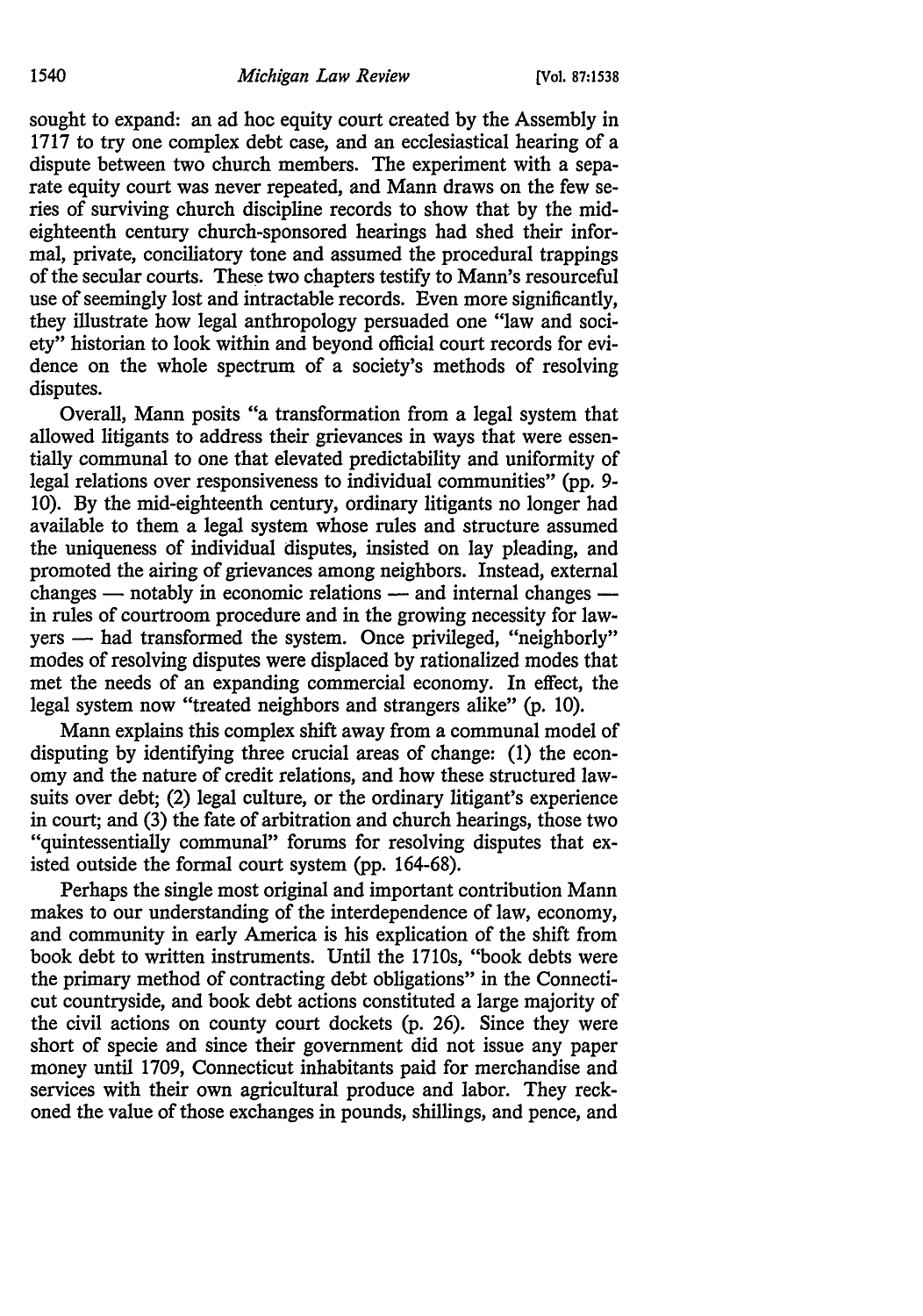sought to expand: an ad hoc equity court created by the Assembly in 1717 to try one complex debt case, and an ecclesiastical hearing of a dispute between two church members. The experiment with a separate equity court was never repeated, and Mann draws on the few series of surviving church discipline records to show that by the mid-eighteenth century church-sponsored hearings had shed their informal, private, conciliatory tone and assumed the procedural trappings of the secular courts. These two chapters testify to Mann's resourceful use of seemingly lost and intractable records. Even more significantly, they illustrate how legal anthropology persuaded one "law and society" historian to look within and beyond official court records for evidence on the whole spectrum of a society's methods of resolving disputes.

Overall, Mann posits "a transformation from a legal system that allowed litigants to address their grievances in ways that were essentially communal to one that elevated predictability and uniformity of legal relations over responsiveness to individual communities" (pp. 9-10). By the mid-eighteenth century, ordinary litigants no longer had available to them a legal system whose rules and structure assumed the uniqueness of individual disputes, insisted on lay pleading, and promoted the airing of grievances among neighbors. Instead, external changes — notably in economic relations — and internal changes — in rules of courtroom procedure and in the growing necessity for lawyers — had transformed the system. Once privileged, "neighborly" modes of resolving disputes were displaced by rationalized modes that met the needs of an expanding commercial economy. In effect, the legal system now "treated neighbors and strangers alike" (p. 10).

Mann explains this complex shift away from a communal model of disputing by identifying three crucial areas of change: (1) the economy and the nature of credit relations, and how these structured lawsuits over debt; (2) legal culture, or the ordinary litigant's experience in court; and (3) the fate of arbitration and church hearings, those two "quintessentially communal" forums for resolving disputes that existed outside the formal court system (pp. 164-68).

Perhaps the single most original and important contribution Mann makes to our understanding of the interdependence of law, economy, and community in early America is his explication of the shift from book debt to written instruments. Until the 1710s, "book debts were the primary method of contracting debt obligations" in the Connecticut countryside, and book debt actions constituted a large majority of the civil actions on county court dockets (p. 26). Since they were short of specie and since their government did not issue any paper money until 1709, Connecticut inhabitants paid for merchandise and services with their own agricultural produce and labor. They reckoned the value of those exchanges in pounds, shillings, and pence, and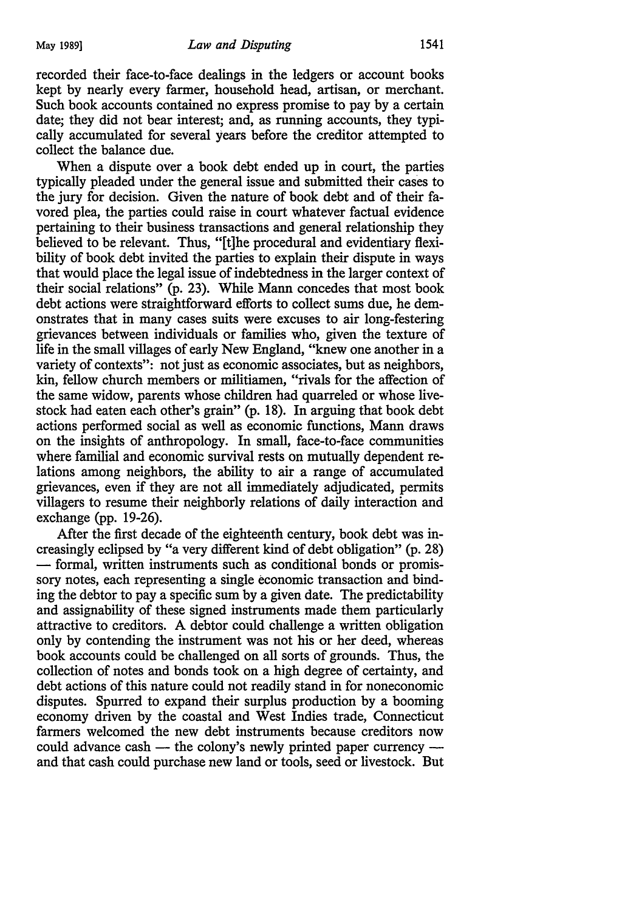recorded their face-to-face dealings in the ledgers or account books kept by nearly every farmer, household head, artisan, or merchant. Such book accounts contained no express promise to pay by a certain date; they did not bear interest; and, as running accounts, they typically accumulated for several years before the creditor attempted to collect the balance due.

When a dispute over a book debt ended up in court, the parties typically pleaded under the general issue and submitted their cases to the jury for decision. Given the nature of book debt and of their favored plea, the parties could raise in court whatever factual evidence pertaining to their business transactions and general relationship they believed to be relevant. Thus, "[t]he procedural and evidentiary flexibility of book debt invited the parties to explain their dispute in ways that would place the legal issue of indebtedness in the larger context of their social relations" (p. 23). While Mann concedes that most book debt actions were straightforward efforts to collect sums due, he demonstrates that in many cases suits were excuses to air long-festering grievances between individuals or families who, given the texture of life in the small villages of early New England, "knew one another in a variety of contexts": not just as economic associates, but as neighbors, kin, fellow church members or militiamen, "rivals for the affection of the same widow, parents whose children had quarreled or whose livestock had eaten each other's grain" (p. 18). In arguing that book debt actions performed social as well as economic functions, Mann draws on the insights of anthropology. In small, face-to-face communities where familial and economic survival rests on mutually dependent relations among neighbors, the ability to air a range of accumulated grievances, even if they are not all immediately adjudicated, permits villagers to resume their neighborly relations of daily interaction and exchange (pp. 19-26).

After the first decade of the eighteenth century, book debt was increasingly eclipsed by "a very different kind of debt obligation" (p. 28) — formal, written instruments such as conditional bonds or promissory notes, each representing a single economic transaction and binding the debtor to pay a specific sum by a given date. The predictability and assignability of these signed instruments made them particularly attractive to creditors. A debtor could challenge a written obligation only by contending the instrument was not his or her deed, whereas book accounts could be challenged on all sorts of grounds. Thus, the collection of notes and bonds took on a high degree of certainty, and debt actions of this nature could not readily stand in for noneconomic disputes. Spurred to expand their surplus production by a booming economy driven by the coastal and West Indies trade, Connecticut farmers welcomed the new debt instruments because creditors now could advance cash — the colony's newly printed paper currency — and that cash could purchase new land or tools, seed or livestock. But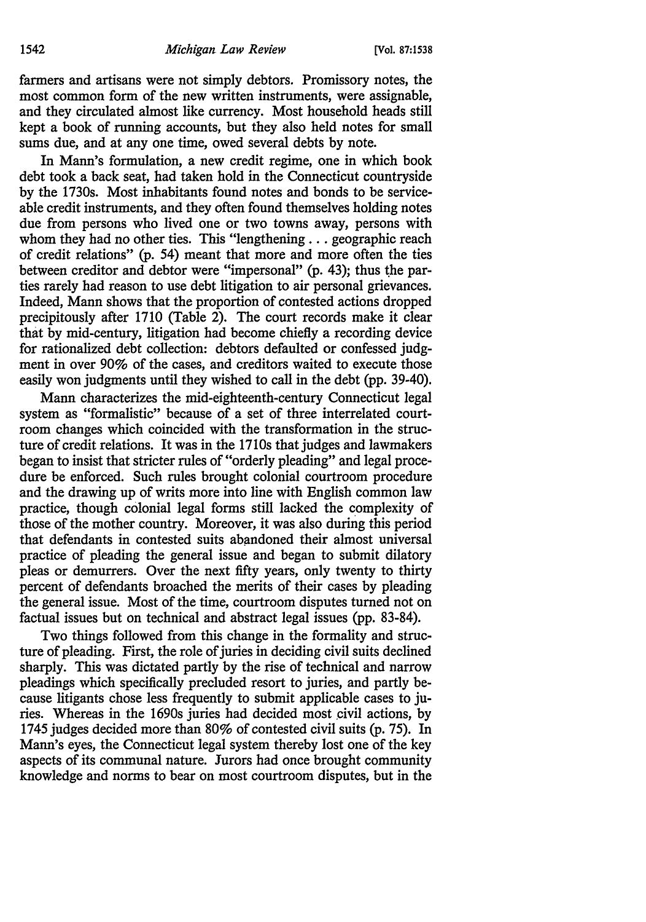farmers and artisans were not simply debtors. Promissory notes, the most common form of the new written instruments, were assignable, and they circulated almost like currency. Most household heads still kept a book of running accounts, but they also held notes for small sums due, and at any one time, owed several debts by note.

In Mann's formulation, a new credit regime, one in which book debt took a back seat, had taken hold in the Connecticut countryside by the 1730s. Most inhabitants found notes and bonds to be serviceable credit instruments, and they often found themselves holding notes due from persons who lived one or two towns away, persons with whom they had no other ties. This "lengthening . . . geographic reach of credit relations" (p. 54) meant that more and more often the ties between creditor and debtor were "impersonal" (p. 43); thus the parties rarely had reason to use debt litigation to air personal grievances. Indeed, Mann shows that the proportion of contested actions dropped precipitously after 1710 (Table 2). The court records make it clear that by mid-century, litigation had become chiefly a recording device for rationalized debt collection: debtors defaulted or confessed judgment in over 90% of the cases, and creditors waited to execute those easily won judgments until they wished to call in the debt (pp. 39-40).

Mann characterizes the mid-eighteenth-century Connecticut legal system as "formalistic" because of a set of three interrelated courtroom changes which coincided with the transformation in the structure of credit relations. It was in the 1710s that judges and lawmakers began to insist that stricter rules of "orderly pleading" and legal procedure be enforced. Such rules brought colonial courtroom procedure and the drawing up of writs more into line with English common law practice, though colonial legal forms still lacked the complexity of those of the mother country. Moreover, it was also during this period that defendants in contested suits abandoned their almost universal practice of pleading the general issue and began to submit dilatory pleas or demurrers. Over the next fifty years, only twenty to thirty percent of defendants broached the merits of their cases by pleading the general issue. Most of the time, courtroom disputes turned not on factual issues but on technical and abstract legal issues (pp. 83-84).

Two things followed from this change in the formality and structure of pleading. First, the role of juries in deciding civil suits declined sharply. This was dictated partly by the rise of technical and narrow pleadings which specifically precluded resort to juries, and partly because litigants chose less frequently to submit applicable cases to juries. Whereas in the 1690s juries had decided most civil actions, by 1745 judges decided more than 80% of contested civil suits (p. 75). In Mann's eyes, the Connecticut legal system thereby lost one of the key aspects of its communal nature. Jurors had once brought community knowledge and norms to bear on most courtroom disputes, but in the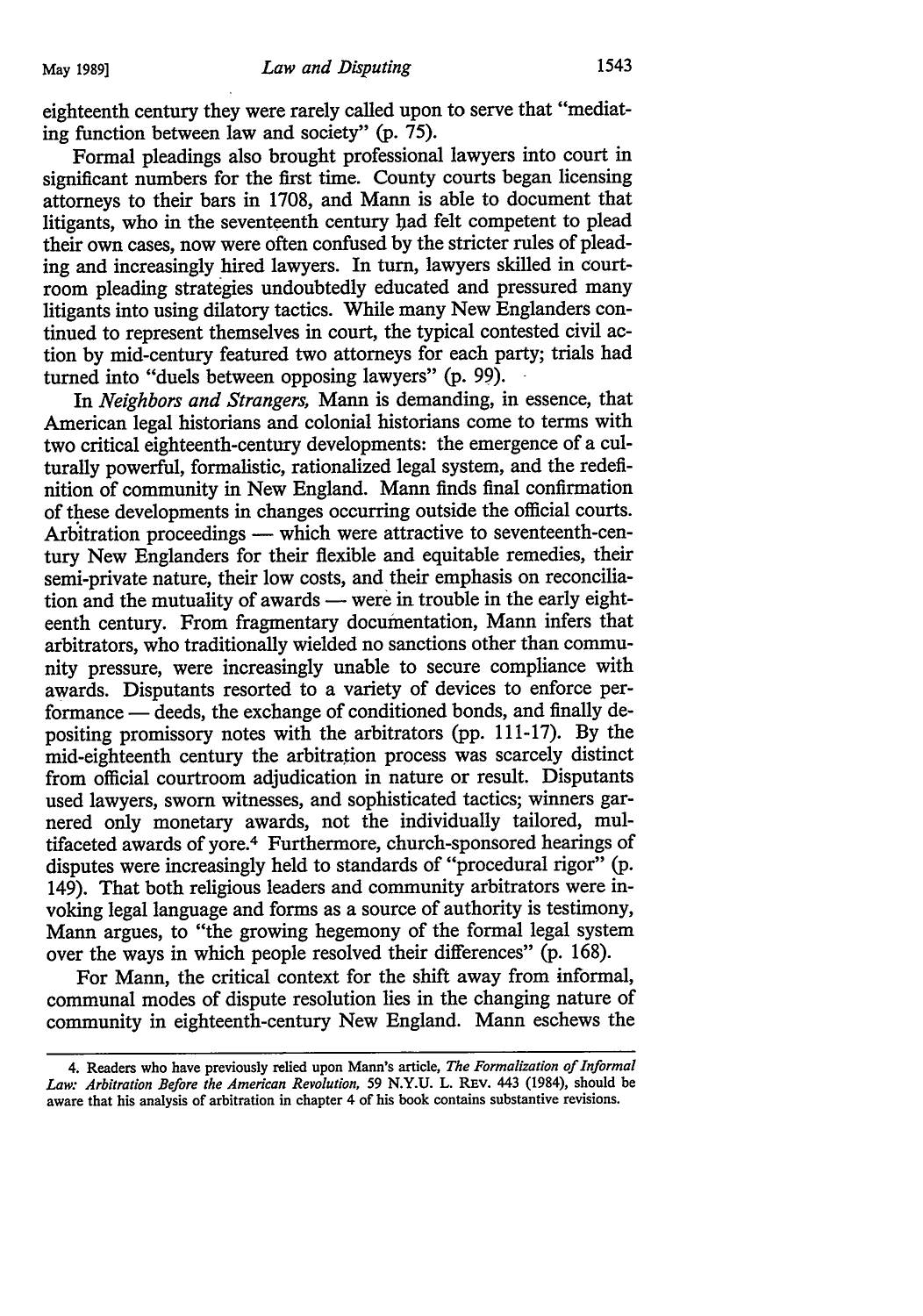eighteenth century they were rarely called upon to serve that "mediating function between law and society" (p. 75).

Formal pleadings also brought professional lawyers into court in significant numbers for the first time. County courts began licensing attorneys to their bars in 1708, and Mann is able to document that litigants, who in the seventeenth century had felt competent to plead their own cases, now were often confused by the stricter rules of pleading and increasingly hired lawyers. In turn, lawyers skilled in courtroom pleading strategies undoubtedly educated and pressured many litigants into using dilatory tactics. While many New Englanders continued to represent themselves in court, the typical contested civil action by mid-century featured two attorneys for each party; trials had turned into "duels between opposing lawyers" (p. 99).

In *Neighbors and Strangers,* Mann is demanding, in essence, that American legal historians and colonial historians come to terms with two critical eighteenth-century developments: the emergence of a culturally powerful, formalistic, rationalized legal system, and the redefinition of community in New England. Mann finds final confirmation of these developments in changes occurring outside the official courts. Arbitration proceedings — which were attractive to seventeenth-century New Englanders for their flexible and equitable remedies, their semi-private nature, their low costs, and their emphasis on reconciliation and the mutuality of awards — were in trouble in the early eighteenth century. From fragmentary documentation, Mann infers that arbitrators, who traditionally wielded no sanctions other than community pressure, were increasingly unable to secure compliance with awards. Disputants resorted to a variety of devices to enforce performance — deeds, the exchange of conditioned bonds, and finally depositing promissory notes with the arbitrators (pp. 111-17). By the mid-eighteenth century the arbitration process was scarcely distinct from official courtroom adjudication in nature or result. Disputants used lawyers, sworn witnesses, and sophisticated tactics; winners garnered only monetary awards, not the individually tailored, multifaceted awards of yore.[4] Furthermore, church-sponsored hearings of disputes were increasingly held to standards of "procedural rigor" (p. 149). That both religious leaders and community arbitrators were invoking legal language and forms as a source of authority is testimony, Mann argues, to "the growing hegemony of the formal legal system over the ways in which people resolved their differences" (p. 168).

For Mann, the critical context for the shift away from informal, communal modes of dispute resolution lies in the changing nature of community in eighteenth-century New England. Mann eschews the

---

4. Readers who have previously relied upon Mann's article, *The Formalization of Informal Law: Arbitration Before the American Revolution,* 59 N.Y.U. L. REV. 443 (1984), should be aware that his analysis of arbitration in chapter 4 of his book contains substantive revisions.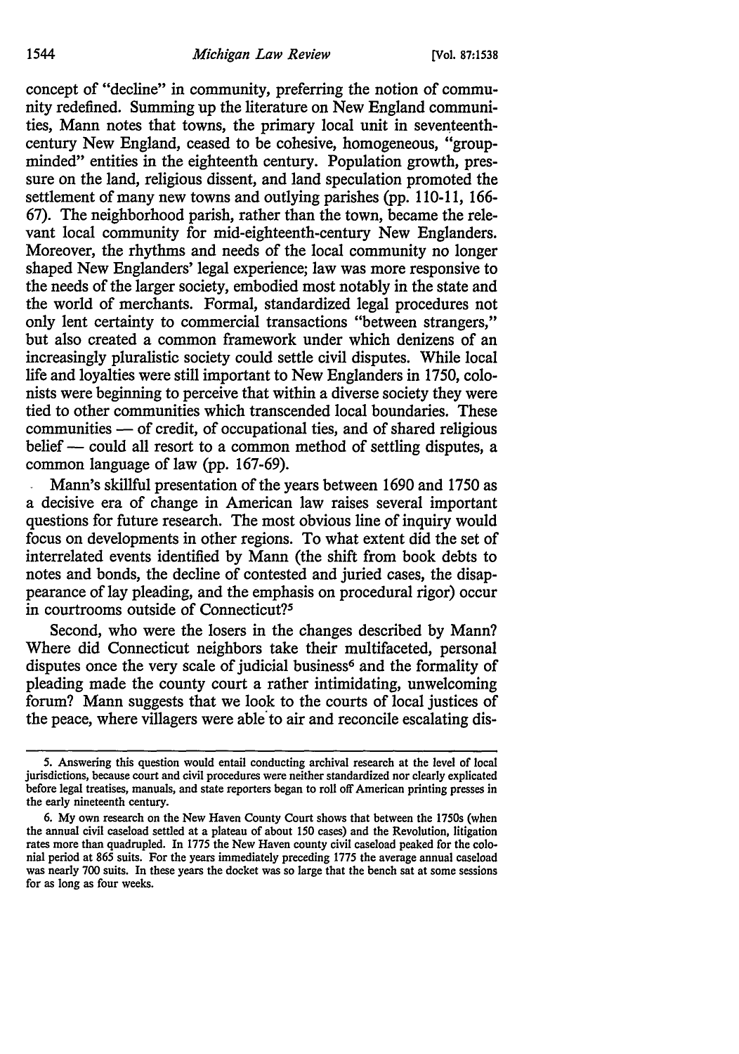concept of "decline" in community, preferring the notion of community redefined. Summing up the literature on New England communities, Mann notes that towns, the primary local unit in seventeenth-century New England, ceased to be cohesive, homogeneous, "group-minded" entities in the eighteenth century. Population growth, pressure on the land, religious dissent, and land speculation promoted the settlement of many new towns and outlying parishes (pp. 110-11, 166-67). The neighborhood parish, rather than the town, became the relevant local community for mid-eighteenth-century New Englanders. Moreover, the rhythms and needs of the local community no longer shaped New Englanders' legal experience; law was more responsive to the needs of the larger society, embodied most notably in the state and the world of merchants. Formal, standardized legal procedures not only lent certainty to commercial transactions "between strangers," but also created a common framework under which denizens of an increasingly pluralistic society could settle civil disputes. While local life and loyalties were still important to New Englanders in 1750, colonists were beginning to perceive that within a diverse society they were tied to other communities which transcended local boundaries. These communities — of credit, of occupational ties, and of shared religious belief — could all resort to a common method of settling disputes, a common language of law (pp. 167-69).

Mann's skillful presentation of the years between 1690 and 1750 as a decisive era of change in American law raises several important questions for future research. The most obvious line of inquiry would focus on developments in other regions. To what extent did the set of interrelated events identified by Mann (the shift from book debts to notes and bonds, the decline of contested and juried cases, the disappearance of lay pleading, and the emphasis on procedural rigor) occur in courtrooms outside of Connecticut?[5]

Second, who were the losers in the changes described by Mann? Where did Connecticut neighbors take their multifaceted, personal disputes once the very scale of judicial business[6] and the formality of pleading made the county court a rather intimidating, unwelcoming forum? Mann suggests that we look to the courts of local justices of the peace, where villagers were able to air and reconcile escalating dis-

---

5. Answering this question would entail conducting archival research at the level of local jurisdictions, because court and civil procedures were neither standardized nor clearly explicated before legal treatises, manuals, and state reporters began to roll off American printing presses in the early nineteenth century.

6. My own research on the New Haven County Court shows that between the 1750s (when the annual civil caseload settled at a plateau of about 150 cases) and the Revolution, litigation rates more than quadrupled. In 1775 the New Haven county civil caseload peaked for the colonial period at 865 suits. For the years immediately preceding 1775 the average annual caseload was nearly 700 suits. In these years the docket was so large that the bench sat at some sessions for as long as four weeks.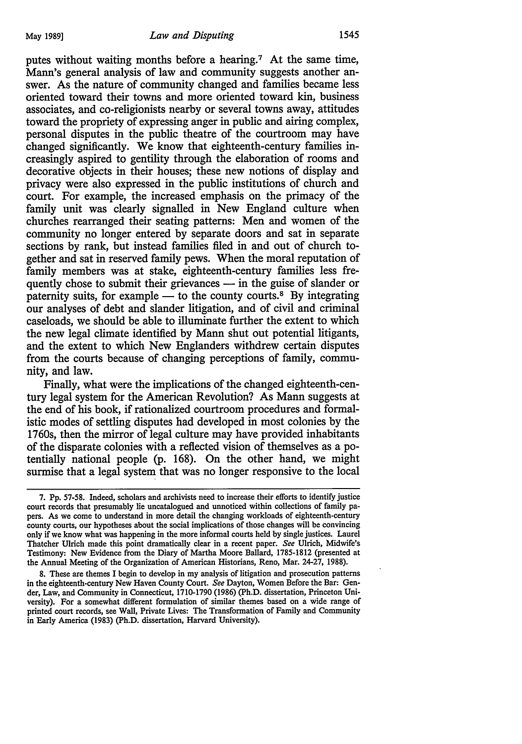putes without waiting months before a hearing.[7] At the same time, Mann's general analysis of law and community suggests another answer. As the nature of community changed and families became less oriented toward their towns and more oriented toward kin, business associates, and co-religionists nearby or several towns away, attitudes toward the propriety of expressing anger in public and airing complex, personal disputes in the public theatre of the courtroom may have changed significantly. We know that eighteenth-century families increasingly aspired to gentility through the elaboration of rooms and decorative objects in their houses; these new notions of display and privacy were also expressed in the public institutions of church and court. For example, the increased emphasis on the primacy of the family unit was clearly signalled in New England culture when churches rearranged their seating patterns: Men and women of the community no longer entered by separate doors and sat in separate sections by rank, but instead families filed in and out of church together and sat in reserved family pews. When the moral reputation of family members was at stake, eighteenth-century families less frequently chose to submit their grievances — in the guise of slander or paternity suits, for example — to the county courts.[8] By integrating our analyses of debt and slander litigation, and of civil and criminal caseloads, we should be able to illuminate further the extent to which the new legal climate identified by Mann shut out potential litigants, and the extent to which New Englanders withdrew certain disputes from the courts because of changing perceptions of family, community, and law.

Finally, what were the implications of the changed eighteenth-century legal system for the American Revolution? As Mann suggests at the end of his book, if rationalized courtroom procedures and formalistic modes of settling disputes had developed in most colonies by the 1760s, then the mirror of legal culture may have provided inhabitants of the disparate colonies with a reflected vision of themselves as a potentially national people (p. 168). On the other hand, we might surmise that a legal system that was no longer responsive to the local

7. Pp. 57-58. Indeed, scholars and archivists need to increase their efforts to identify justice court records that presumably lie uncatalogued and unnoticed within collections of family papers. As we come to understand in more detail the changing workloads of eighteenth-century county courts, our hypotheses about the social implications of those changes will be convincing only if we know what was happening in the more informal courts held by single justices. Laurel Thatcher Ulrich made this point dramatically clear in a recent paper. *See* Ulrich, Midwife's Testimony: New Evidence from the Diary of Martha Moore Ballard, 1785-1812 (presented at the Annual Meeting of the Organization of American Historians, Reno, Mar. 24-27, 1988).

8. These are themes I begin to develop in my analysis of litigation and prosecution patterns in the eighteenth-century New Haven County Court. *See* Dayton, Women Before the Bar: Gender, Law, and Community in Connecticut, 1710-1790 (1986) (Ph.D. dissertation, Princeton University). For a somewhat different formulation of similar themes based on a wide range of printed court records, see Wall, Private Lives: The Transformation of Family and Community in Early America (1983) (Ph.D. dissertation, Harvard University).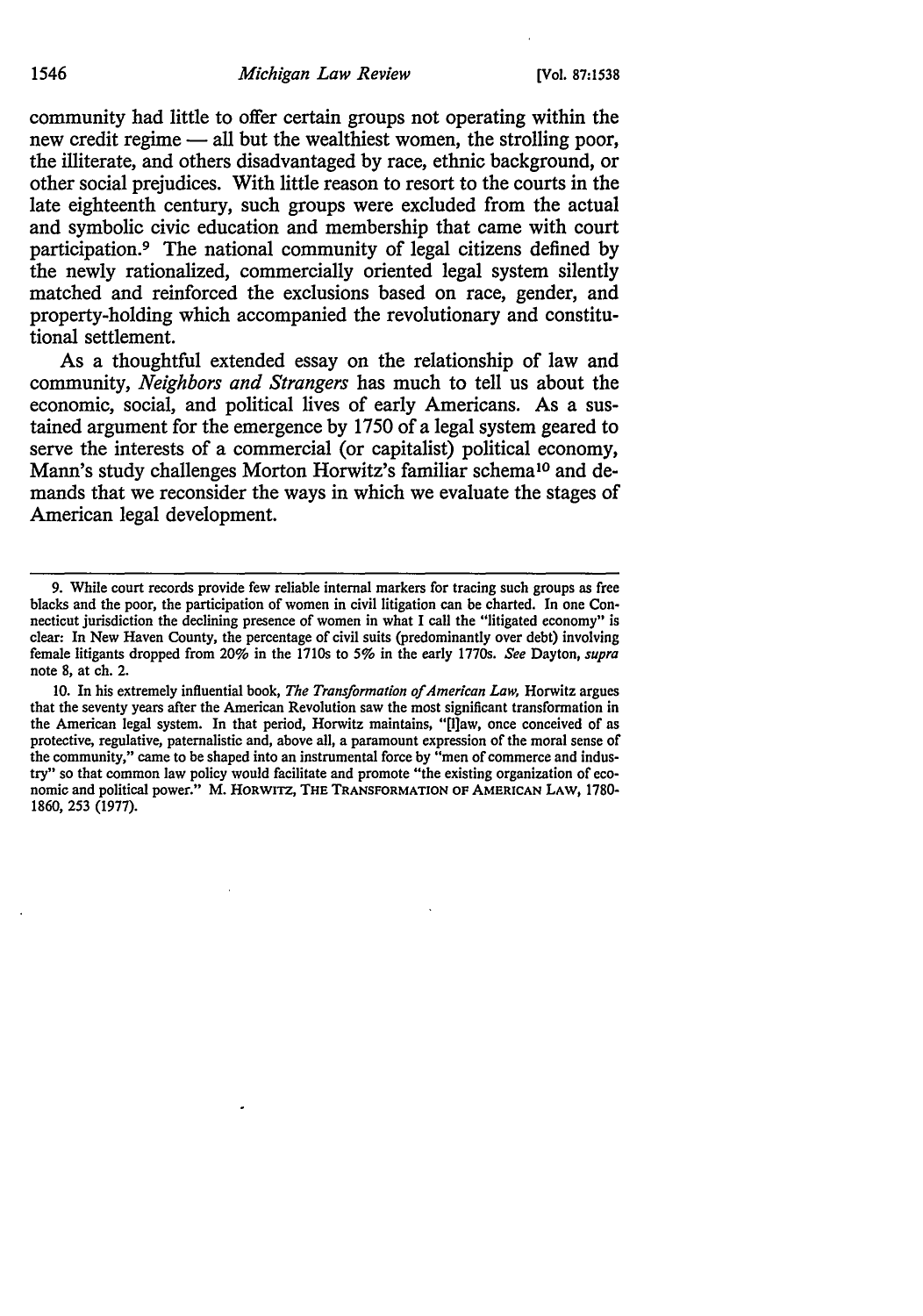community had little to offer certain groups not operating within the new credit regime — all but the wealthiest women, the strolling poor, the illiterate, and others disadvantaged by race, ethnic background, or other social prejudices. With little reason to resort to the courts in the late eighteenth century, such groups were excluded from the actual and symbolic civic education and membership that came with court participation.[9] The national community of legal citizens defined by the newly rationalized, commercially oriented legal system silently matched and reinforced the exclusions based on race, gender, and property-holding which accompanied the revolutionary and constitutional settlement.

As a thoughtful extended essay on the relationship of law and community, *Neighbors and Strangers* has much to tell us about the economic, social, and political lives of early Americans. As a sustained argument for the emergence by 1750 of a legal system geared to serve the interests of a commercial (or capitalist) political economy, Mann's study challenges Morton Horwitz's familiar schema[10] and demands that we reconsider the ways in which we evaluate the stages of American legal development.

---

9. While court records provide few reliable internal markers for tracing such groups as free blacks and the poor, the participation of women in civil litigation can be charted. In one Connecticut jurisdiction the declining presence of women in what I call the "litigated economy" is clear: In New Haven County, the percentage of civil suits (predominantly over debt) involving female litigants dropped from 20% in the 1710s to 5% in the early 1770s. *See* Dayton, *supra* note 8, at ch. 2.

10. In his extremely influential book, *The Transformation of American Law*, Horwitz argues that the seventy years after the American Revolution saw the most significant transformation in the American legal system. In that period, Horwitz maintains, "[l]aw, once conceived of as protective, regulative, paternalistic and, above all, a paramount expression of the moral sense of the community," came to be shaped into an instrumental force by "men of commerce and industry" so that common law policy would facilitate and promote "the existing organization of economic and political power." M. HORWITZ, THE TRANSFORMATION OF AMERICAN LAW, 1780-1860, 253 (1977).